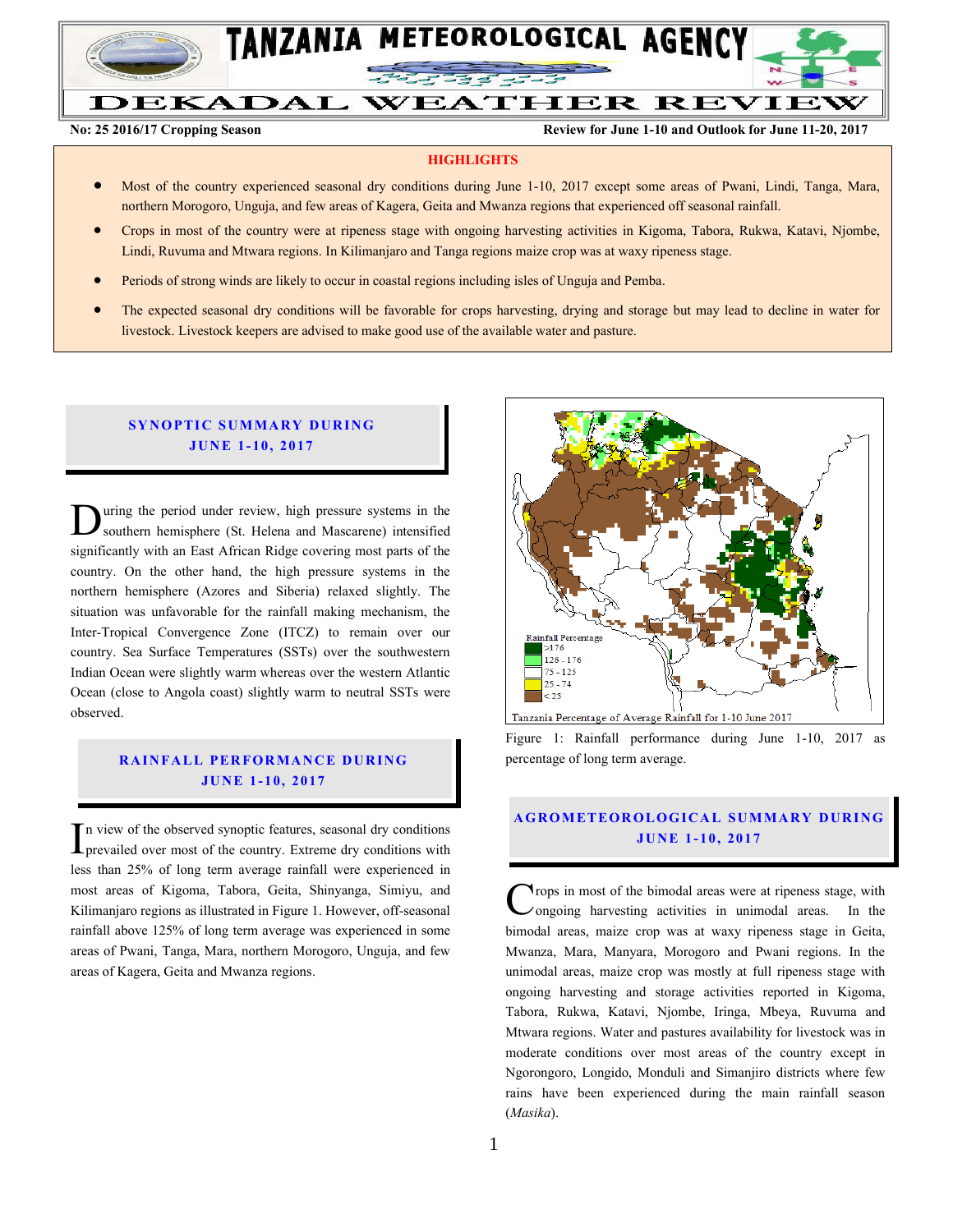# TANZANIA METEOROLOGICAL AGENCY

# DEKADAL WEATHER REVIEW

**No: 25 2016/17 Cropping Season** **Review for June 1-10 and Outlook for June 11-20, 2017**

## HIGHLIGHTS

- Most of the country experienced seasonal dry conditions during June 1-10, 2017 except some areas of Pwani, Lindi, Tanga, Mara, northern Morogoro, Unguja, and few areas of Kagera, Geita and Mwanza regions that experienced off seasonal rainfall.
- Crops in most of the country were at ripeness stage with ongoing harvesting activities in Kigoma, Tabora, Rukwa, Katavi, Njombe, Lindi, Ruvuma and Mtwara regions. In Kilimanjaro and Tanga regions maize crop was at waxy ripeness stage.
- Periods of strong winds are likely to occur in coastal regions including isles of Unguja and Pemba.
- The expected seasonal dry conditions will be favorable for crops harvesting, drying and storage but may lead to decline in water for livestock. Livestock keepers are advised to make good use of the available water and pasture.

## SYNOPTIC SUMMARY DURING JUNE 1-10, 2017

During the period under review, high pressure systems in the southern hemisphere (St. Helena and Mascarene) intensified significantly with an East African Ridge covering most parts of the country. On the other hand, the high pressure systems in the northern hemisphere (Azores and Siberia) relaxed slightly. The situation was unfavorable for the rainfall making mechanism, the Inter-Tropical Convergence Zone (ITCZ) to remain over our country. Sea Surface Temperatures (SSTs) over the southwestern Indian Ocean were slightly warm whereas over the western Atlantic Ocean (close to Angola coast) slightly warm to neutral SSTs were observed.

## RAINFALL PERFORMANCE DURING JUNE 1-10, 2017

In view of the observed synoptic features, seasonal dry conditions prevailed over most of the country. Extreme dry conditions with less than 25% of long term average rainfall were experienced in most areas of Kigoma, Tabora, Geita, Shinyanga, Simiyu, and Kilimanjaro regions as illustrated in Figure 1. However, off-seasonal rainfall above 125% of long term average was experienced in some areas of Pwani, Tanga, Mara, northern Morogoro, Unguja, and few areas of Kagera, Geita and Mwanza regions.

Figure 1: Rainfall performance during June 1-10, 2017 as percentage of long term average.

## AGROMETEOROLOGICAL SUMMARY DURING JUNE 1-10, 2017

Crops in most of the bimodal areas were at ripeness stage, with ongoing harvesting activities in unimodal areas. In the bimodal areas, maize crop was at waxy ripeness stage in Geita, Mwanza, Mara, Manyara, Morogoro and Pwani regions. In the unimodal areas, maize crop was mostly at full ripeness stage with ongoing harvesting and storage activities reported in Kigoma, Tabora, Rukwa, Katavi, Njombe, Iringa, Mbeya, Ruvuma and Mtwara regions. Water and pastures availability for livestock was in moderate conditions over most areas of the country except in Ngorongoro, Longido, Monduli and Simanjiro districts where few rains have been experienced during the main rainfall season (*Masika*).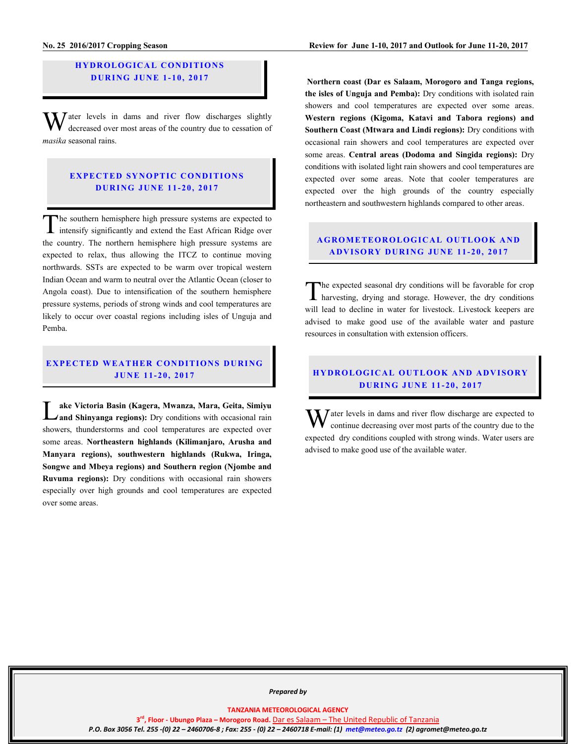## HYDROLOGICAL CONDITIONS DURING JUNE 1-10, 2017

Water levels in dams and river flow discharges slightly decreased over most areas of the country due to cessation of *masika* seasonal rains.

## EXPECTED SYNOPTIC CONDITIONS DURING JUNE 11-20, 2017

The southern hemisphere high pressure systems are expected to intensify significantly and extend the East African Ridge over the country. The northern hemisphere high pressure systems are expected to relax, thus allowing the ITCZ to continue moving northwards. SSTs are expected to be warm over tropical western Indian Ocean and warm to neutral over the Atlantic Ocean (closer to Angola coast). Due to intensification of the southern hemisphere pressure systems, periods of strong winds and cool temperatures are likely to occur over coastal regions including isles of Unguja and Pemba.

## EXPECTED WEATHER CONDITIONS DURING JUNE 11-20, 2017

**Lake Victoria Basin (Kagera, Mwanza, Mara, Geita, Simiyu and Shinyanga regions):** Dry conditions with occasional rain showers, thunderstorms and cool temperatures are expected over some areas. **Northeastern highlands (Kilimanjaro, Arusha and Manyara regions), southwestern highlands (Rukwa, Iringa, Songwe and Mbeya regions) and Southern region (Njombe and Ruvuma regions):** Dry conditions with occasional rain showers especially over high grounds and cool temperatures are expected over some areas.

**Northern coast (Dar es Salaam, Morogoro and Tanga regions, the isles of Unguja and Pemba):** Dry conditions with isolated rain showers and cool temperatures are expected over some areas. **Western regions (Kigoma, Katavi and Tabora regions) and Southern Coast (Mtwara and Lindi regions):** Dry conditions with occasional rain showers and cool temperatures are expected over some areas. **Central areas (Dodoma and Singida regions):** Dry conditions with isolated light rain showers and cool temperatures are expected over some areas. Note that cooler temperatures are expected over the high grounds of the country especially northeastern and southwestern highlands compared to other areas.

## AGROMETEOROLOGICAL OUTLOOK AND ADVISORY DURING JUNE 11-20, 2017

The expected seasonal dry conditions will be favorable for crop harvesting, drying and storage. However, the dry conditions will lead to decline in water for livestock. Livestock keepers are advised to make good use of the available water and pasture resources in consultation with extension officers.

## HYDROLOGICAL OUTLOOK AND ADVISORY DURING JUNE 11-20, 2017

Water levels in dams and river flow discharge are expected to continue decreasing over most parts of the country due to the expected dry conditions coupled with strong winds. Water users are advised to make good use of the available water.

*Prepared by*

**TANZANIA METEOROLOGICAL AGENCY**

**3rd, Floor - Ubungo Plaza – Morogoro Road.** Dar es Salaam – The United Republic of Tanzania

*P.O. Box 3056 Tel. 255 -(0) 22 – 2460706-8 ; Fax: 255 - (0) 22 – 2460718 E-mail: (1) met@meteo.go.tz (2) agromet@meteo.go.tz*